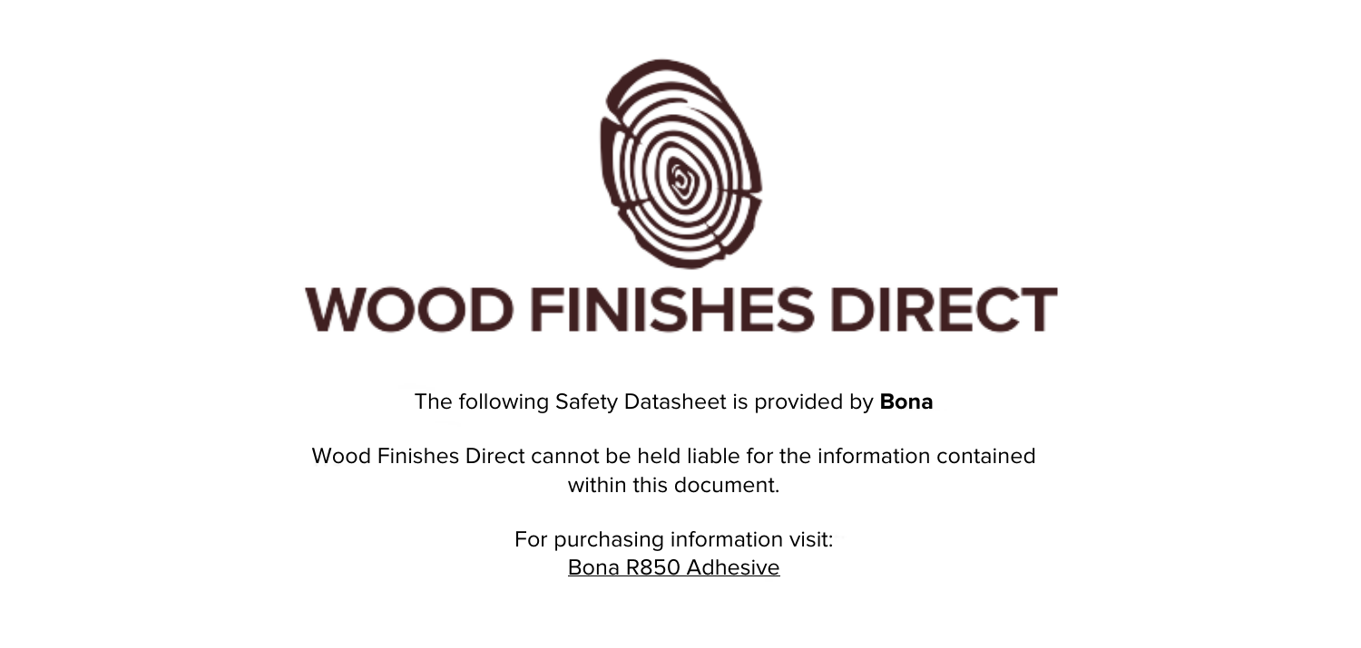# WOOD FINISHES DIRECT

The following Safety Datasheet is provided by **Bona**

Wood Finishes Direct cannot be held liable for the information contained within this document.

For purchasing information visit:
Bona R850 Adhesive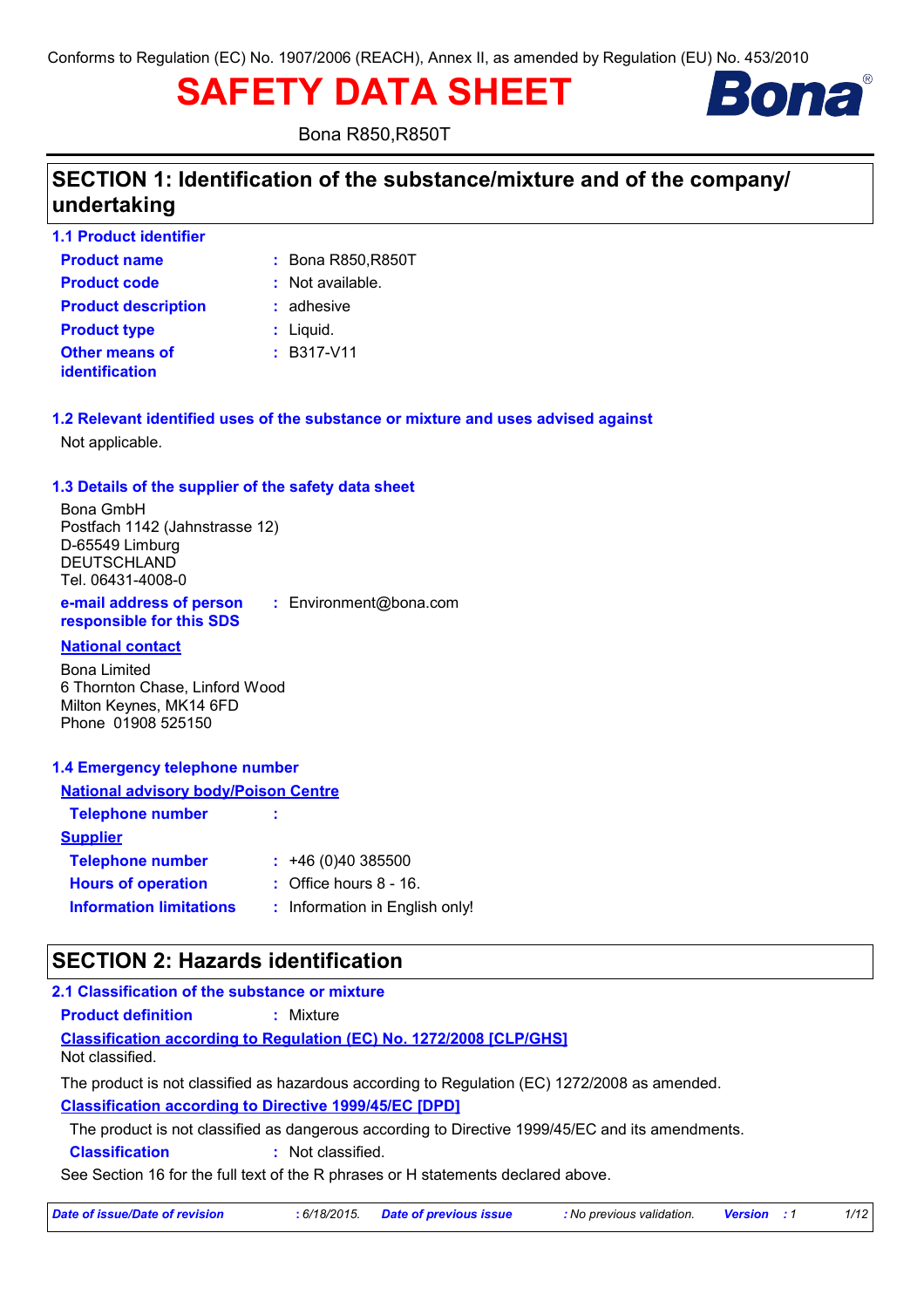Conforms to Regulation (EC) No. 1907/2006 (REACH), Annex II, as amended by Regulation (EU) No. 453/2010

# SAFETY DATA SHEET

Bona R850,R850T

## SECTION 1: Identification of the substance/mixture and of the company/ undertaking

### 1.1 Product identifier

**Product name** : Bona R850,R850T

**Product code** : Not available.

**Product description** : adhesive

**Product type** : Liquid.

**Other means of identification** : B317-V11

### 1.2 Relevant identified uses of the substance or mixture and uses advised against

Not applicable.

### 1.3 Details of the supplier of the safety data sheet

Bona GmbH
Postfach 1142 (Jahnstrasse 12)
D-65549 Limburg
DEUTSCHLAND
Tel. 06431-4008-0

**e-mail address of person responsible for this SDS** : Environment@bona.com

**National contact**

Bona Limited
6 Thornton Chase, Linford Wood
Milton Keynes, MK14 6FD
Phone 01908 525150

### 1.4 Emergency telephone number

**National advisory body/Poison Centre**

**Telephone number** :

**Supplier**

**Telephone number** : +46 (0)40 385500

**Hours of operation** : Office hours 8 - 16.

**Information limitations** : Information in English only!

## SECTION 2: Hazards identification

### 2.1 Classification of the substance or mixture

**Product definition** : Mixture

**Classification according to Regulation (EC) No. 1272/2008 [CLP/GHS]**

Not classified.

The product is not classified as hazardous according to Regulation (EC) 1272/2008 as amended.

**Classification according to Directive 1999/45/EC [DPD]**

The product is not classified as dangerous according to Directive 1999/45/EC and its amendments.

**Classification** : Not classified.

See Section 16 for the full text of the R phrases or H statements declared above.

*Date of issue/Date of revision : 6/18/2015. Date of previous issue : No previous validation. Version : 1*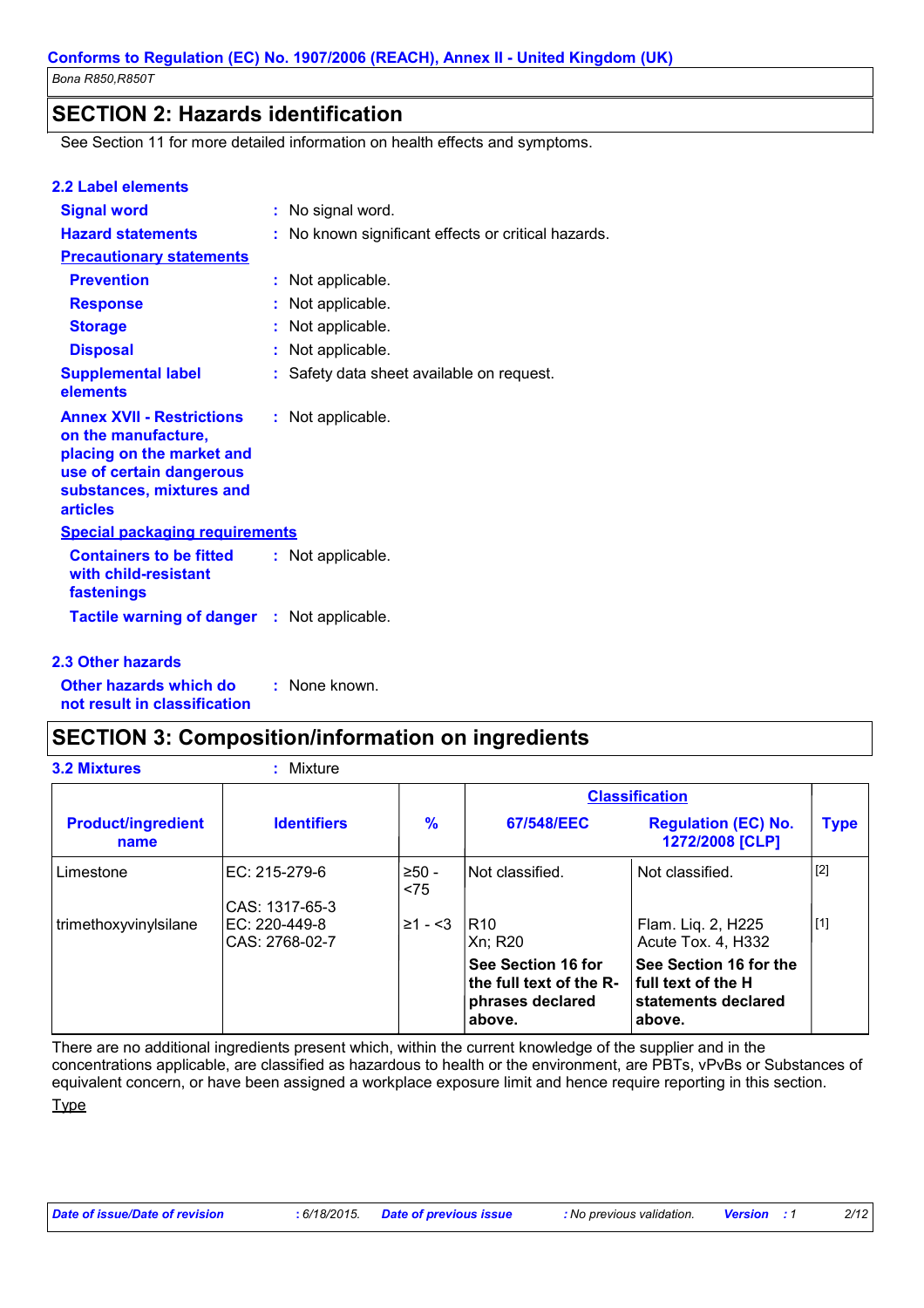## SECTION 2: Hazards identification

See Section 11 for more detailed information on health effects and symptoms.

### 2.2 Label elements

**Signal word** : No signal word.

**Hazard statements** : No known significant effects or critical hazards.

**Precautionary statements**

**Prevention** : Not applicable.

**Response** : Not applicable.

**Storage** : Not applicable.

**Disposal** : Not applicable.

**Supplemental label elements** : Safety data sheet available on request.

**Annex XVII - Restrictions on the manufacture, placing on the market and use of certain dangerous substances, mixtures and articles** : Not applicable.

**Special packaging requirements**

**Containers to be fitted with child-resistant fastenings** : Not applicable.

**Tactile warning of danger** : Not applicable.

### 2.3 Other hazards

**Other hazards which do not result in classification** : None known.

## SECTION 3: Composition/information on ingredients

**3.2 Mixtures** : Mixture

| Product/ingredient name | Identifiers | % | Classification | | Type |
|---|---|---|---|---|---|
| | | | 67/548/EEC | Regulation (EC) No. 1272/2008 [CLP] | |
| Limestone | EC: 215-279-6<br>CAS: 1317-65-3 | ≥50 - <75 | Not classified. | Not classified. | [2] |
| trimethoxyvinylsilane | EC: 220-449-8<br>CAS: 2768-02-7 | ≥1 - <3 | R10<br>Xn; R20 | Flam. Liq. 2, H225<br>Acute Tox. 4, H332 | [1] |
| | | | **See Section 16 for the full text of the R-phrases declared above.** | **See Section 16 for the full text of the H statements declared above.** | |

There are no additional ingredients present which, within the current knowledge of the supplier and in the concentrations applicable, are classified as hazardous to health or the environment, are PBTs, vPvBs or Substances of equivalent concern, or have been assigned a workplace exposure limit and hence require reporting in this section.

Type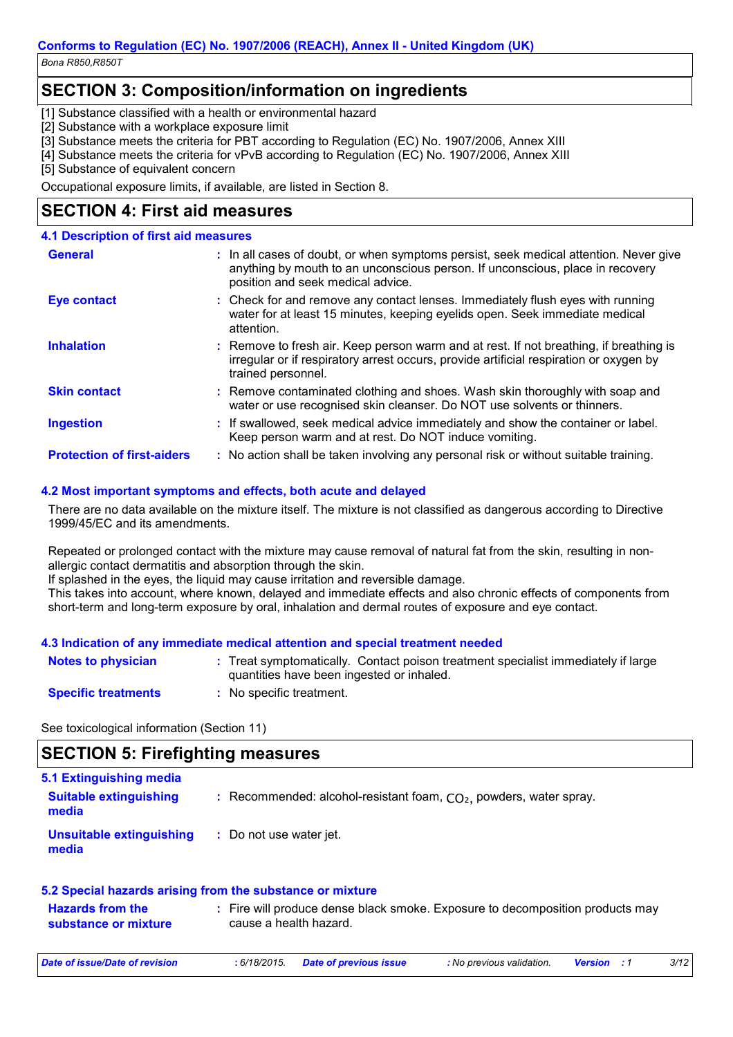## SECTION 3: Composition/information on ingredients

[1] Substance classified with a health or environmental hazard
[2] Substance with a workplace exposure limit
[3] Substance meets the criteria for PBT according to Regulation (EC) No. 1907/2006, Annex XIII
[4] Substance meets the criteria for vPvB according to Regulation (EC) No. 1907/2006, Annex XIII
[5] Substance of equivalent concern

Occupational exposure limits, if available, are listed in Section 8.

## SECTION 4: First aid measures

### 4.1 Description of first aid measures

**General** : In all cases of doubt, or when symptoms persist, seek medical attention. Never give anything by mouth to an unconscious person. If unconscious, place in recovery position and seek medical advice.

**Eye contact** : Check for and remove any contact lenses. Immediately flush eyes with running water for at least 15 minutes, keeping eyelids open. Seek immediate medical attention.

**Inhalation** : Remove to fresh air. Keep person warm and at rest. If not breathing, if breathing is irregular or if respiratory arrest occurs, provide artificial respiration or oxygen by trained personnel.

**Skin contact** : Remove contaminated clothing and shoes. Wash skin thoroughly with soap and water or use recognised skin cleanser. Do NOT use solvents or thinners.

**Ingestion** : If swallowed, seek medical advice immediately and show the container or label. Keep person warm and at rest. Do NOT induce vomiting.

**Protection of first-aiders** : No action shall be taken involving any personal risk or without suitable training.

### 4.2 Most important symptoms and effects, both acute and delayed

There are no data available on the mixture itself. The mixture is not classified as dangerous according to Directive 1999/45/EC and its amendments.

Repeated or prolonged contact with the mixture may cause removal of natural fat from the skin, resulting in non-allergic contact dermatitis and absorption through the skin.
If splashed in the eyes, the liquid may cause irritation and reversible damage.
This takes into account, where known, delayed and immediate effects and also chronic effects of components from short-term and long-term exposure by oral, inhalation and dermal routes of exposure and eye contact.

### 4.3 Indication of any immediate medical attention and special treatment needed

**Notes to physician** : Treat symptomatically. Contact poison treatment specialist immediately if large quantities have been ingested or inhaled.

**Specific treatments** : No specific treatment.

See toxicological information (Section 11)

## SECTION 5: Firefighting measures

### 5.1 Extinguishing media

**Suitable extinguishing media** : Recommended: alcohol-resistant foam, $CO_2$, powders, water spray.

**Unsuitable extinguishing media** : Do not use water jet.

### 5.2 Special hazards arising from the substance or mixture

**Hazards from the substance or mixture** : Fire will produce dense black smoke. Exposure to decomposition products may cause a health hazard.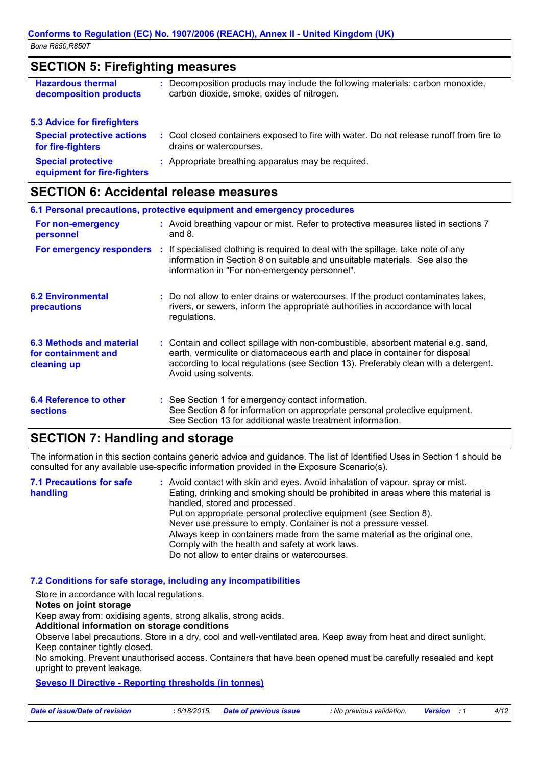## SECTION 5: Firefighting measures

| | |
|---|---|
| **Hazardous thermal decomposition products** | : Decomposition products may include the following materials: carbon monoxide, carbon dioxide, smoke, oxides of nitrogen. |

### 5.3 Advice for firefighters

| | |
|---|---|
| **Special protective actions for fire-fighters** | : Cool closed containers exposed to fire with water. Do not release runoff from fire to drains or watercourses. |
| **Special protective equipment for fire-fighters** | : Appropriate breathing apparatus may be required. |

## SECTION 6: Accidental release measures

### 6.1 Personal precautions, protective equipment and emergency procedures

| | |
|---|---|
| **For non-emergency personnel** | : Avoid breathing vapour or mist. Refer to protective measures listed in sections 7 and 8. |
| **For emergency responders** | : If specialised clothing is required to deal with the spillage, take note of any information in Section 8 on suitable and unsuitable materials. See also the information in "For non-emergency personnel". |

| | |
|---|---|
| **6.2 Environmental precautions** | : Do not allow to enter drains or watercourses. If the product contaminates lakes, rivers, or sewers, inform the appropriate authorities in accordance with local regulations. |
| **6.3 Methods and material for containment and cleaning up** | : Contain and collect spillage with non-combustible, absorbent material e.g. sand, earth, vermiculite or diatomaceous earth and place in container for disposal according to local regulations (see Section 13). Preferably clean with a detergent. Avoid using solvents. |
| **6.4 Reference to other sections** | : See Section 1 for emergency contact information.<br>See Section 8 for information on appropriate personal protective equipment.<br>See Section 13 for additional waste treatment information. |

## SECTION 7: Handling and storage

The information in this section contains generic advice and guidance. The list of Identified Uses in Section 1 should be consulted for any available use-specific information provided in the Exposure Scenario(s).

| | |
|---|---|
| **7.1 Precautions for safe handling** | : Avoid contact with skin and eyes. Avoid inhalation of vapour, spray or mist.<br>Eating, drinking and smoking should be prohibited in areas where this material is handled, stored and processed.<br>Put on appropriate personal protective equipment (see Section 8).<br>Never use pressure to empty. Container is not a pressure vessel.<br>Always keep in containers made from the same material as the original one.<br>Comply with the health and safety at work laws.<br>Do not allow to enter drains or watercourses. |

### 7.2 Conditions for safe storage, including any incompatibilities

Store in accordance with local regulations.

**Notes on joint storage**

Keep away from: oxidising agents, strong alkalis, strong acids.

**Additional information on storage conditions**

Observe label precautions. Store in a dry, cool and well-ventilated area. Keep away from heat and direct sunlight. Keep container tightly closed.

No smoking. Prevent unauthorised access. Containers that have been opened must be carefully resealed and kept upright to prevent leakage.

**Seveso II Directive - Reporting thresholds (in tonnes)**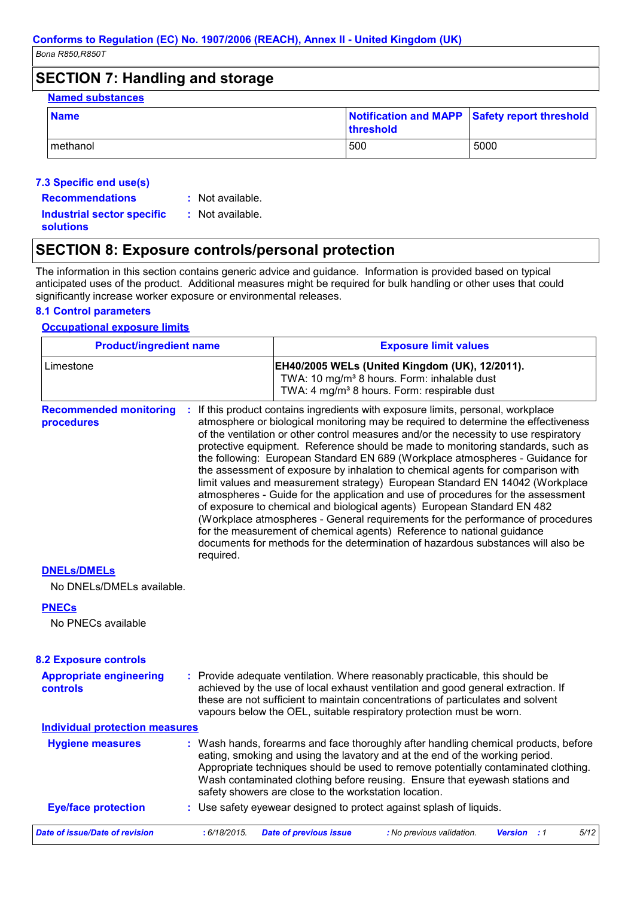## SECTION 7: Handling and storage

**Named substances**

| Name | Notification and MAPP threshold | Safety report threshold |
| --- | --- | --- |
| methanol | 500 | 5000 |

### 7.3 Specific end use(s)

**Recommendations** : Not available.

**Industrial sector specific solutions** : Not available.

## SECTION 8: Exposure controls/personal protection

The information in this section contains generic advice and guidance. Information is provided based on typical anticipated uses of the product. Additional measures might be required for bulk handling or other uses that could significantly increase worker exposure or environmental releases.

### 8.1 Control parameters

**Occupational exposure limits**

| Product/ingredient name | Exposure limit values |
| --- | --- |
| Limestone | **EH40/2005 WELs (United Kingdom (UK), 12/2011).** TWA: 10 mg/m³ 8 hours. Form: inhalable dust TWA: 4 mg/m³ 8 hours. Form: respirable dust |

**Recommended monitoring procedures** : If this product contains ingredients with exposure limits, personal, workplace atmosphere or biological monitoring may be required to determine the effectiveness of the ventilation or other control measures and/or the necessity to use respiratory protective equipment. Reference should be made to monitoring standards, such as the following: European Standard EN 689 (Workplace atmospheres - Guidance for the assessment of exposure by inhalation to chemical agents for comparison with limit values and measurement strategy) European Standard EN 14042 (Workplace atmospheres - Guide for the application and use of procedures for the assessment of exposure to chemical and biological agents) European Standard EN 482 (Workplace atmospheres - General requirements for the performance of procedures for the measurement of chemical agents) Reference to national guidance documents for methods for the determination of hazardous substances will also be required.

**DNELs/DMELs**

No DNELs/DMELs available.

**PNECs**

No PNECs available

### 8.2 Exposure controls

**Appropriate engineering controls** : Provide adequate ventilation. Where reasonably practicable, this should be achieved by the use of local exhaust ventilation and good general extraction. If these are not sufficient to maintain concentrations of particulates and solvent vapours below the OEL, suitable respiratory protection must be worn.

**Individual protection measures**

**Hygiene measures** : Wash hands, forearms and face thoroughly after handling chemical products, before eating, smoking and using the lavatory and at the end of the working period. Appropriate techniques should be used to remove potentially contaminated clothing. Wash contaminated clothing before reusing. Ensure that eyewash stations and safety showers are close to the workstation location.

**Eye/face protection** : Use safety eyewear designed to protect against splash of liquids.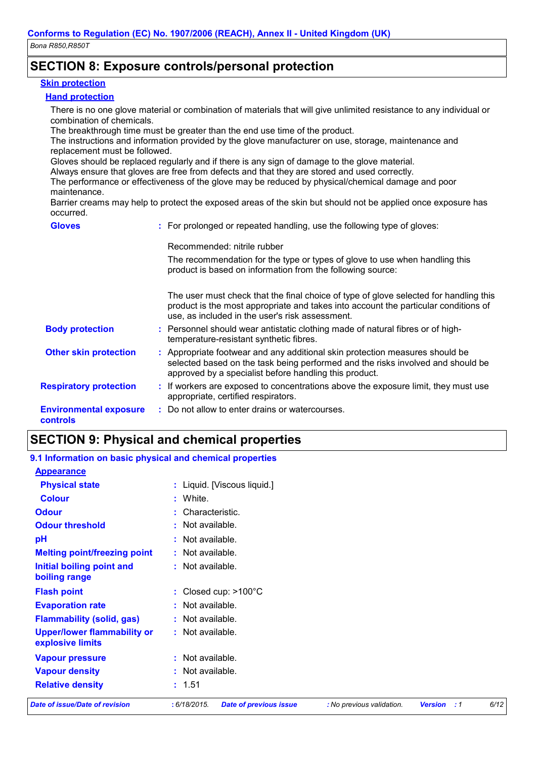## SECTION 8: Exposure controls/personal protection

### Skin protection

#### Hand protection

There is no one glove material or combination of materials that will give unlimited resistance to any individual or combination of chemicals.
The breakthrough time must be greater than the end use time of the product.
The instructions and information provided by the glove manufacturer on use, storage, maintenance and replacement must be followed.
Gloves should be replaced regularly and if there is any sign of damage to the glove material.
Always ensure that gloves are free from defects and that they are stored and used correctly.
The performance or effectiveness of the glove may be reduced by physical/chemical damage and poor maintenance.
Barrier creams may help to protect the exposed areas of the skin but should not be applied once exposure has occurred.

**Gloves** : For prolonged or repeated handling, use the following type of gloves:

Recommended: nitrile rubber

The recommendation for the type or types of glove to use when handling this product is based on information from the following source:

The user must check that the final choice of type of glove selected for handling this product is the most appropriate and takes into account the particular conditions of use, as included in the user's risk assessment.

**Body protection** : Personnel should wear antistatic clothing made of natural fibres or of high-temperature-resistant synthetic fibres.

**Other skin protection** : Appropriate footwear and any additional skin protection measures should be selected based on the task being performed and the risks involved and should be approved by a specialist before handling this product.

**Respiratory protection** : If workers are exposed to concentrations above the exposure limit, they must use appropriate, certified respirators.

**Environmental exposure controls** : Do not allow to enter drains or watercourses.

## SECTION 9: Physical and chemical properties

### 9.1 Information on basic physical and chemical properties

#### Appearance

| | |
|---|---|
| **Physical state** | : Liquid. [Viscous liquid.] |
| **Colour** | : White. |
| **Odour** | : Characteristic. |
| **Odour threshold** | : Not available. |
| **pH** | : Not available. |
| **Melting point/freezing point** | : Not available. |
| **Initial boiling point and boiling range** | : Not available. |
| **Flash point** | : Closed cup: >100°C |
| **Evaporation rate** | : Not available. |
| **Flammability (solid, gas)** | : Not available. |
| **Upper/lower flammability or explosive limits** | : Not available. |
| **Vapour pressure** | : Not available. |
| **Vapour density** | : Not available. |
| **Relative density** | : 1.51 |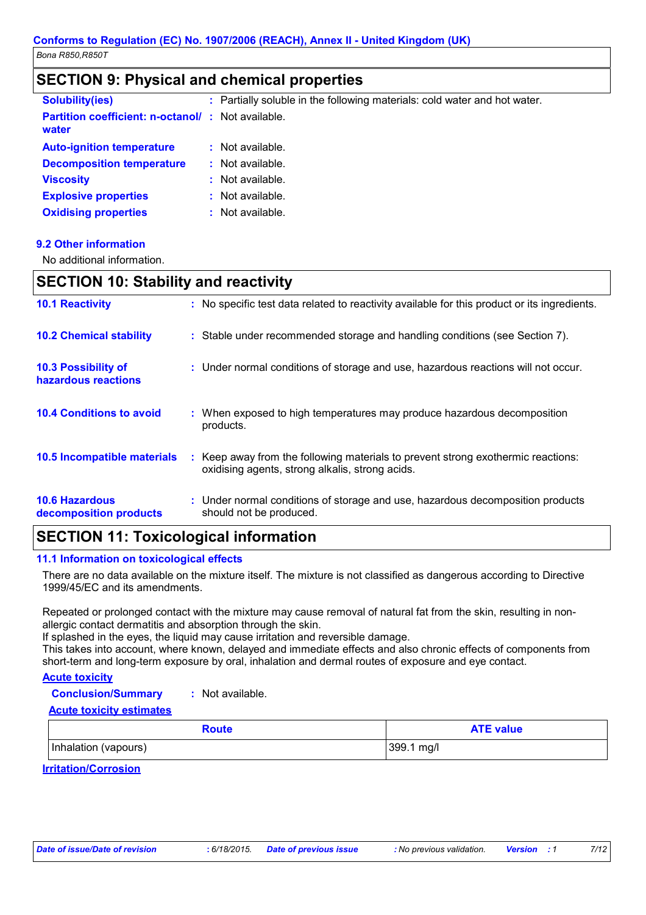## SECTION 9: Physical and chemical properties

**Solubility(ies)** : Partially soluble in the following materials: cold water and hot water.

**Partition coefficient: n-octanol/ water** : Not available.

**Auto-ignition temperature** : Not available.

**Decomposition temperature** : Not available.

**Viscosity** : Not available.

**Explosive properties** : Not available.

**Oxidising properties** : Not available.

### 9.2 Other information

No additional information.

## SECTION 10: Stability and reactivity

**10.1 Reactivity** : No specific test data related to reactivity available for this product or its ingredients.

**10.2 Chemical stability** : Stable under recommended storage and handling conditions (see Section 7).

**10.3 Possibility of hazardous reactions** : Under normal conditions of storage and use, hazardous reactions will not occur.

**10.4 Conditions to avoid** : When exposed to high temperatures may produce hazardous decomposition products.

**10.5 Incompatible materials** : Keep away from the following materials to prevent strong exothermic reactions: oxidising agents, strong alkalis, strong acids.

**10.6 Hazardous decomposition products** : Under normal conditions of storage and use, hazardous decomposition products should not be produced.

## SECTION 11: Toxicological information

### 11.1 Information on toxicological effects

There are no data available on the mixture itself. The mixture is not classified as dangerous according to Directive 1999/45/EC and its amendments.

Repeated or prolonged contact with the mixture may cause removal of natural fat from the skin, resulting in non-allergic contact dermatitis and absorption through the skin.
If splashed in the eyes, the liquid may cause irritation and reversible damage.
This takes into account, where known, delayed and immediate effects and also chronic effects of components from short-term and long-term exposure by oral, inhalation and dermal routes of exposure and eye contact.

**Acute toxicity**

**Conclusion/Summary** : Not available.

**Acute toxicity estimates**

| Route | ATE value |
|---|---|
| Inhalation (vapours) | 399.1 mg/l |

**Irritation/Corrosion**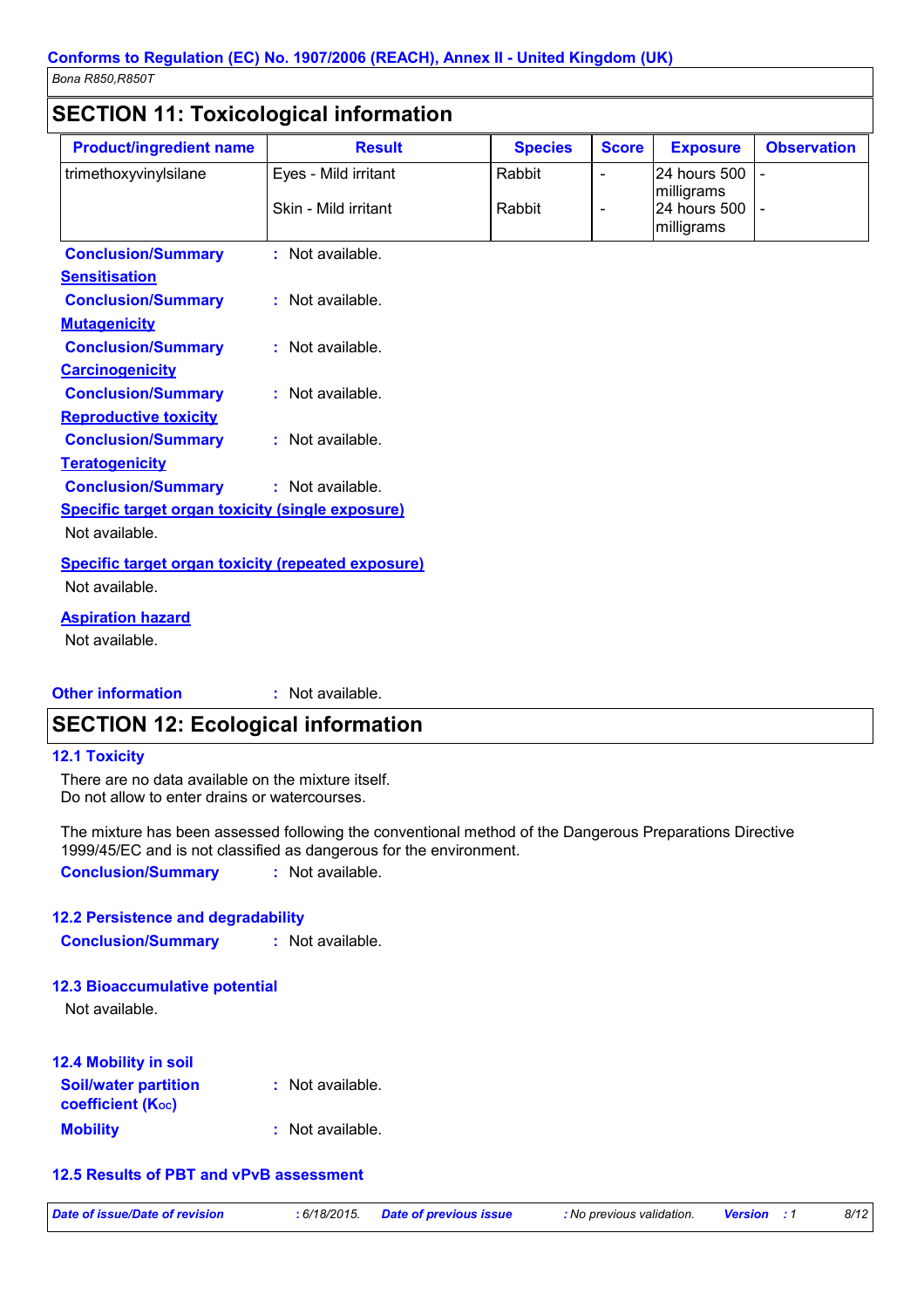## SECTION 11: Toxicological information

| Product/ingredient name | Result | Species | Score | Exposure | Observation |
|---|---|---|---|---|---|
| trimethoxyvinylsilane | Eyes - Mild irritant | Rabbit | - | 24 hours 500 milligrams | - |
| | Skin - Mild irritant | Rabbit | - | 24 hours 500 milligrams | - |

**Conclusion/Summary** : Not available.

**Sensitisation**

**Conclusion/Summary** : Not available.

**Mutagenicity**

**Conclusion/Summary** : Not available.

**Carcinogenicity**

**Conclusion/Summary** : Not available.

**Reproductive toxicity**

**Conclusion/Summary** : Not available.

**Teratogenicity**

**Conclusion/Summary** : Not available.

**Specific target organ toxicity (single exposure)**

Not available.

**Specific target organ toxicity (repeated exposure)**

Not available.

**Aspiration hazard**

Not available.

**Other information** : Not available.

## SECTION 12: Ecological information

### 12.1 Toxicity

There are no data available on the mixture itself.
Do not allow to enter drains or watercourses.

The mixture has been assessed following the conventional method of the Dangerous Preparations Directive 1999/45/EC and is not classified as dangerous for the environment.

**Conclusion/Summary** : Not available.

### 12.2 Persistence and degradability

**Conclusion/Summary** : Not available.

### 12.3 Bioaccumulative potential

Not available.

### 12.4 Mobility in soil

**Soil/water partition coefficient ($K_{OC}$)** : Not available.

**Mobility** : Not available.

### 12.5 Results of PBT and vPvB assessment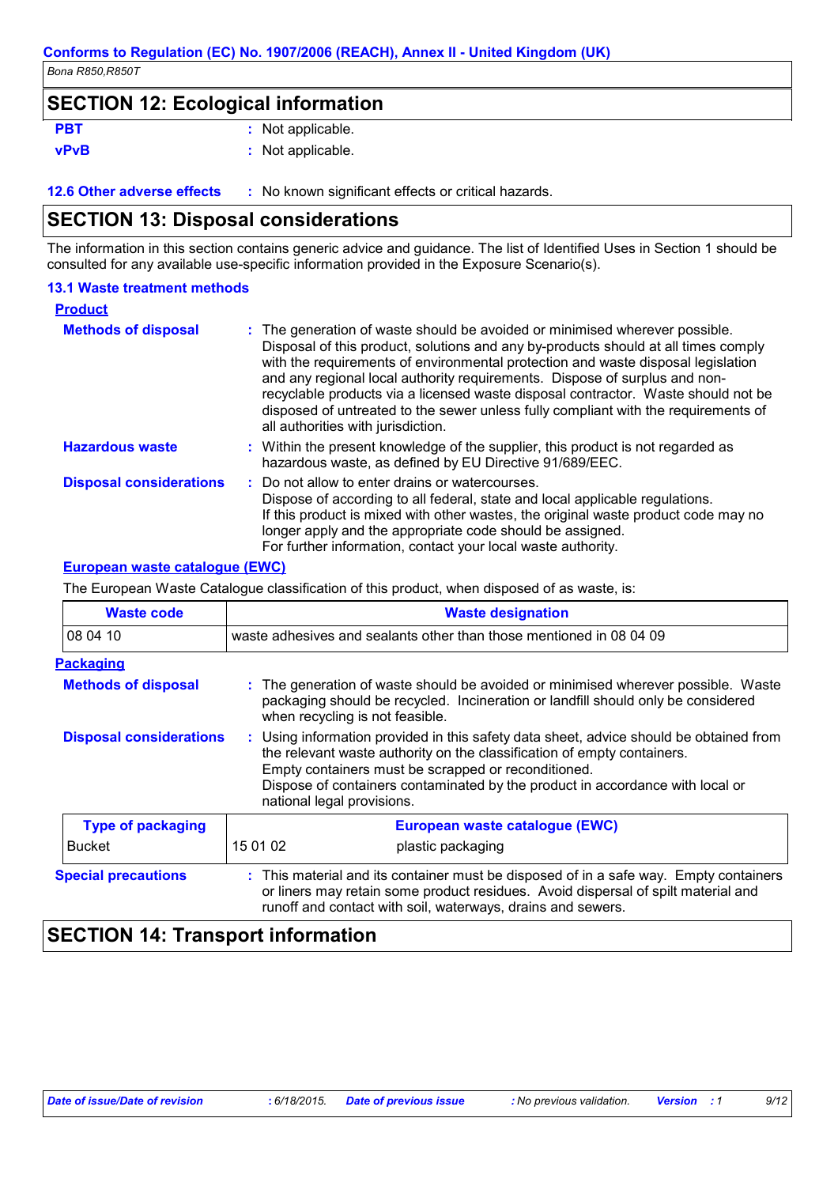## SECTION 12: Ecological information

**PBT** : Not applicable.

**vPvB** : Not applicable.

**12.6 Other adverse effects** : No known significant effects or critical hazards.

## SECTION 13: Disposal considerations

The information in this section contains generic advice and guidance. The list of Identified Uses in Section 1 should be consulted for any available use-specific information provided in the Exposure Scenario(s).

### 13.1 Waste treatment methods

**Product**

**Methods of disposal** : The generation of waste should be avoided or minimised wherever possible. Disposal of this product, solutions and any by-products should at all times comply with the requirements of environmental protection and waste disposal legislation and any regional local authority requirements. Dispose of surplus and non-recyclable products via a licensed waste disposal contractor. Waste should not be disposed of untreated to the sewer unless fully compliant with the requirements of all authorities with jurisdiction.

**Hazardous waste** : Within the present knowledge of the supplier, this product is not regarded as hazardous waste, as defined by EU Directive 91/689/EEC.

**Disposal considerations** : Do not allow to enter drains or watercourses.
Dispose of according to all federal, state and local applicable regulations.
If this product is mixed with other wastes, the original waste product code may no longer apply and the appropriate code should be assigned.
For further information, contact your local waste authority.

**European waste catalogue (EWC)**

The European Waste Catalogue classification of this product, when disposed of as waste, is:

| Waste code | Waste designation |
|---|---|
| 08 04 10 | waste adhesives and sealants other than those mentioned in 08 04 09 |

**Packaging**

**Methods of disposal** : The generation of waste should be avoided or minimised wherever possible. Waste packaging should be recycled. Incineration or landfill should only be considered when recycling is not feasible.

**Disposal considerations** : Using information provided in this safety data sheet, advice should be obtained from the relevant waste authority on the classification of empty containers.
Empty containers must be scrapped or reconditioned.
Dispose of containers contaminated by the product in accordance with local or national legal provisions.

| Type of packaging | European waste catalogue (EWC) | |
|---|---|---|
| Bucket | 15 01 02 | plastic packaging |

**Special precautions** : This material and its container must be disposed of in a safe way. Empty containers or liners may retain some product residues. Avoid dispersal of spilt material and runoff and contact with soil, waterways, drains and sewers.

## SECTION 14: Transport information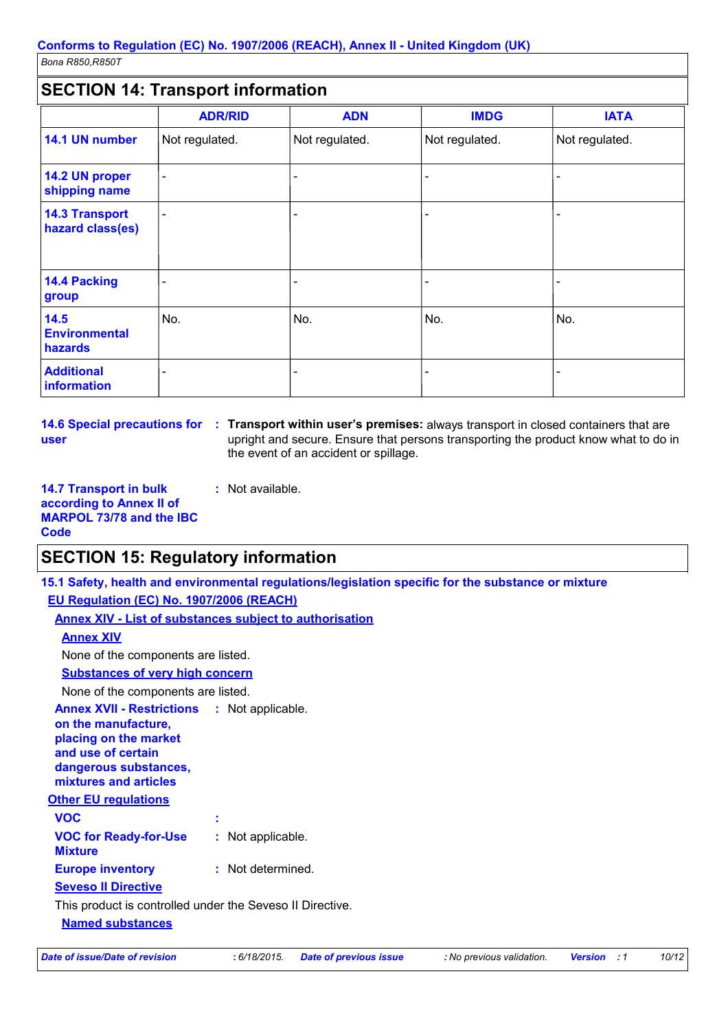## SECTION 14: Transport information

| | ADR/RID | ADN | IMDG | IATA |
|---|---|---|---|---|
| **14.1 UN number** | Not regulated. | Not regulated. | Not regulated. | Not regulated. |
| **14.2 UN proper shipping name** | - | - | - | - |
| **14.3 Transport hazard class(es)** | - | - | - | - |
| **14.4 Packing group** | - | - | - | - |
| **14.5 Environmental hazards** | No. | No. | No. | No. |
| **Additional information** | - | - | - | - |

**14.6 Special precautions for user** : **Transport within user's premises:** always transport in closed containers that are upright and secure. Ensure that persons transporting the product know what to do in the event of an accident or spillage.

**14.7 Transport in bulk according to Annex II of MARPOL 73/78 and the IBC Code** : Not available.

## SECTION 15: Regulatory information

### 15.1 Safety, health and environmental regulations/legislation specific for the substance or mixture

**EU Regulation (EC) No. 1907/2006 (REACH)**

**Annex XIV - List of substances subject to authorisation**

**Annex XIV**

None of the components are listed.

**Substances of very high concern**

None of the components are listed.

**Annex XVII - Restrictions on the manufacture, placing on the market and use of certain dangerous substances, mixtures and articles** : Not applicable.

**Other EU regulations**

**VOC** :

**VOC for Ready-for-Use Mixture** : Not applicable.

**Europe inventory** : Not determined.

**Seveso II Directive**

This product is controlled under the Seveso II Directive.

**Named substances**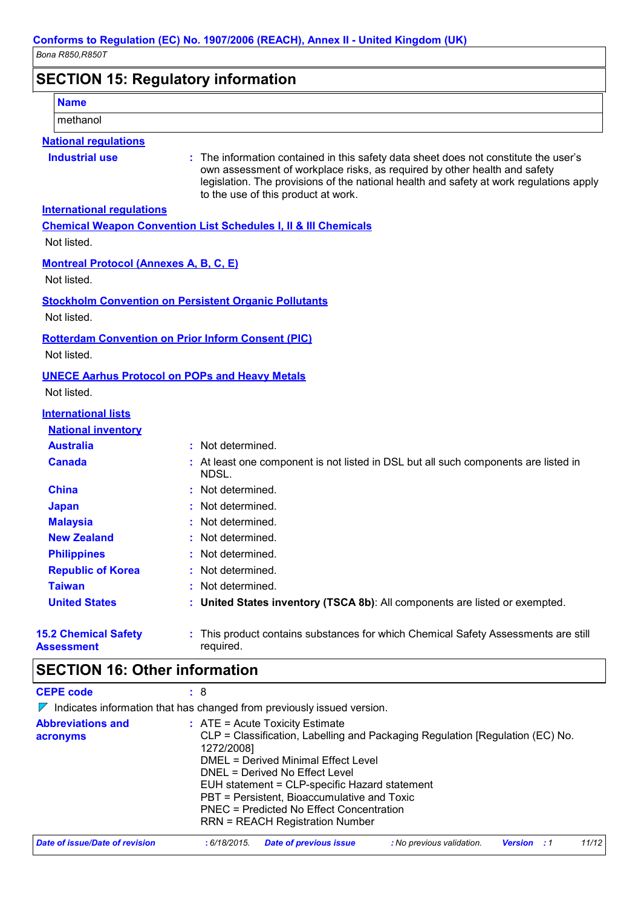## SECTION 15: Regulatory information

| Name |
| --- |
| methanol |

**National regulations**

**Industrial use** : The information contained in this safety data sheet does not constitute the user's own assessment of workplace risks, as required by other health and safety legislation. The provisions of the national health and safety at work regulations apply to the use of this product at work.

**International regulations**

**Chemical Weapon Convention List Schedules I, II & III Chemicals**

Not listed.

**Montreal Protocol (Annexes A, B, C, E)**

Not listed.

**Stockholm Convention on Persistent Organic Pollutants**

Not listed.

**Rotterdam Convention on Prior Inform Consent (PIC)**

Not listed.

**UNECE Aarhus Protocol on POPs and Heavy Metals**

Not listed.

**International lists**

**National inventory**

**Australia** : Not determined.

**Canada** : At least one component is not listed in DSL but all such components are listed in NDSL.

**China** : Not determined.

**Japan** : Not determined.

**Malaysia** : Not determined.

**New Zealand** : Not determined.

**Philippines** : Not determined.

**Republic of Korea** : Not determined.

**Taiwan** : Not determined.

**United States** : **United States inventory (TSCA 8b)**: All components are listed or exempted.

**15.2 Chemical Safety Assessment** : This product contains substances for which Chemical Safety Assessments are still required.

## SECTION 16: Other information

**CEPE code** : 8

◤ Indicates information that has changed from previously issued version.

**Abbreviations and acronyms** : ATE = Acute Toxicity Estimate
CLP = Classification, Labelling and Packaging Regulation [Regulation (EC) No. 1272/2008]
DMEL = Derived Minimal Effect Level
DNEL = Derived No Effect Level
EUH statement = CLP-specific Hazard statement
PBT = Persistent, Bioaccumulative and Toxic
PNEC = Predicted No Effect Concentration
RRN = REACH Registration Number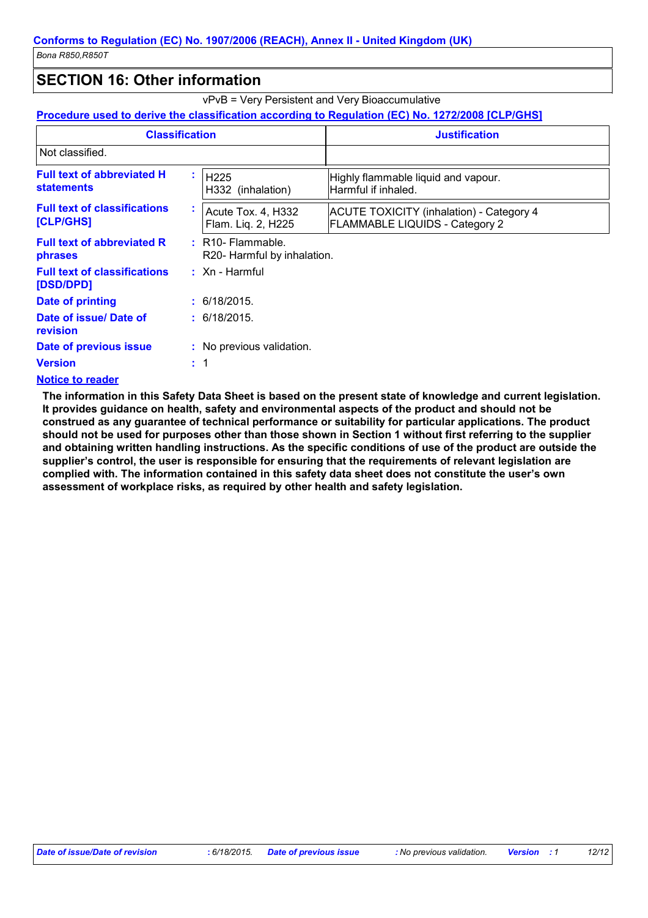## SECTION 16: Other information

vPvB = Very Persistent and Very Bioaccumulative

**Procedure used to derive the classification according to Regulation (EC) No. 1272/2008 [CLP/GHS]**

| Classification | Justification |
| --- | --- |
| Not classified. | |

| | | |
| --- | --- | --- |
| **Full text of abbreviated H statements** | H225<br>H332 (inhalation) | Highly flammable liquid and vapour.<br>Harmful if inhaled. |
| **Full text of classifications [CLP/GHS]** | Acute Tox. 4, H332<br>Flam. Liq. 2, H225 | ACUTE TOXICITY (inhalation) - Category 4<br>FLAMMABLE LIQUIDS - Category 2 |

**Full text of abbreviated R phrases** : R10- Flammable.
R20- Harmful by inhalation.

**Full text of classifications [DSD/DPD]** : Xn - Harmful

**Date of printing** : 6/18/2015.

**Date of issue/ Date of revision** : 6/18/2015.

**Date of previous issue** : No previous validation.

**Version** : 1

**Notice to reader**

**The information in this Safety Data Sheet is based on the present state of knowledge and current legislation. It provides guidance on health, safety and environmental aspects of the product and should not be construed as any guarantee of technical performance or suitability for particular applications. The product should not be used for purposes other than those shown in Section 1 without first referring to the supplier and obtaining written handling instructions. As the specific conditions of use of the product are outside the supplier's control, the user is responsible for ensuring that the requirements of relevant legislation are complied with. The information contained in this safety data sheet does not constitute the user's own assessment of workplace risks, as required by other health and safety legislation.**